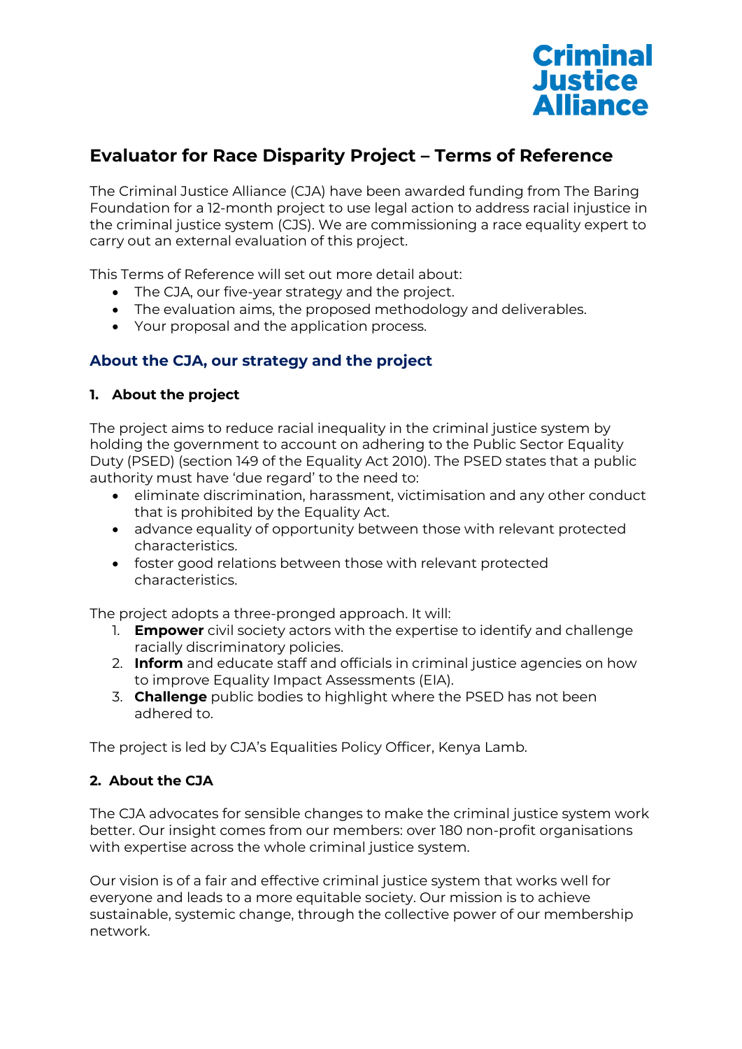Criminal Justice Alliance

# Evaluator for Race Disparity Project – Terms of Reference

The Criminal Justice Alliance (CJA) have been awarded funding from The Baring Foundation for a 12-month project to use legal action to address racial injustice in the criminal justice system (CJS). We are commissioning a race equality expert to carry out an external evaluation of this project.

This Terms of Reference will set out more detail about:

- The CJA, our five-year strategy and the project.
- The evaluation aims, the proposed methodology and deliverables.
- Your proposal and the application process.

## About the CJA, our strategy and the project

### 1. About the project

The project aims to reduce racial inequality in the criminal justice system by holding the government to account on adhering to the Public Sector Equality Duty (PSED) (section 149 of the Equality Act 2010). The PSED states that a public authority must have 'due regard' to the need to:

- eliminate discrimination, harassment, victimisation and any other conduct that is prohibited by the Equality Act.
- advance equality of opportunity between those with relevant protected characteristics.
- foster good relations between those with relevant protected characteristics.

The project adopts a three-pronged approach. It will:

1. **Empower** civil society actors with the expertise to identify and challenge racially discriminatory policies.
2. **Inform** and educate staff and officials in criminal justice agencies on how to improve Equality Impact Assessments (EIA).
3. **Challenge** public bodies to highlight where the PSED has not been adhered to.

The project is led by CJA's Equalities Policy Officer, Kenya Lamb.

### 2. About the CJA

The CJA advocates for sensible changes to make the criminal justice system work better. Our insight comes from our members: over 180 non-profit organisations with expertise across the whole criminal justice system.

Our vision is of a fair and effective criminal justice system that works well for everyone and leads to a more equitable society. Our mission is to achieve sustainable, systemic change, through the collective power of our membership network.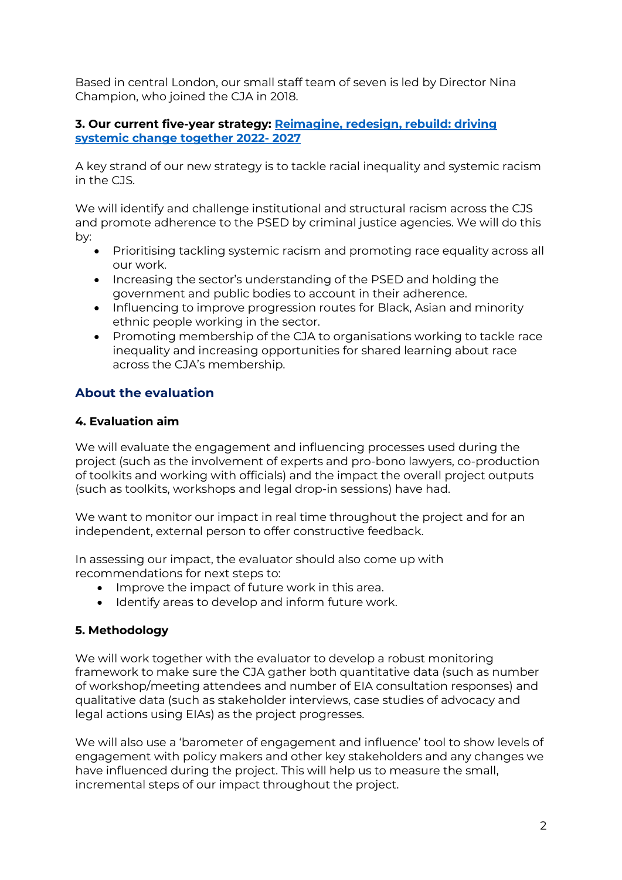Based in central London, our small staff team of seven is led by Director Nina Champion, who joined the CJA in 2018.

**3. Our current five-year strategy: Reimagine, redesign, rebuild: driving systemic change together 2022- 2027**

A key strand of our new strategy is to tackle racial inequality and systemic racism in the CJS.

We will identify and challenge institutional and structural racism across the CJS and promote adherence to the PSED by criminal justice agencies. We will do this by:

- Prioritising tackling systemic racism and promoting race equality across all our work.
- Increasing the sector's understanding of the PSED and holding the government and public bodies to account in their adherence.
- Influencing to improve progression routes for Black, Asian and minority ethnic people working in the sector.
- Promoting membership of the CJA to organisations working to tackle race inequality and increasing opportunities for shared learning about race across the CJA's membership.

## About the evaluation

### 4. Evaluation aim

We will evaluate the engagement and influencing processes used during the project (such as the involvement of experts and pro-bono lawyers, co-production of toolkits and working with officials) and the impact the overall project outputs (such as toolkits, workshops and legal drop-in sessions) have had.

We want to monitor our impact in real time throughout the project and for an independent, external person to offer constructive feedback.

In assessing our impact, the evaluator should also come up with recommendations for next steps to:

- Improve the impact of future work in this area.
- Identify areas to develop and inform future work.

### 5. Methodology

We will work together with the evaluator to develop a robust monitoring framework to make sure the CJA gather both quantitative data (such as number of workshop/meeting attendees and number of EIA consultation responses) and qualitative data (such as stakeholder interviews, case studies of advocacy and legal actions using EIAs) as the project progresses.

We will also use a 'barometer of engagement and influence' tool to show levels of engagement with policy makers and other key stakeholders and any changes we have influenced during the project. This will help us to measure the small, incremental steps of our impact throughout the project.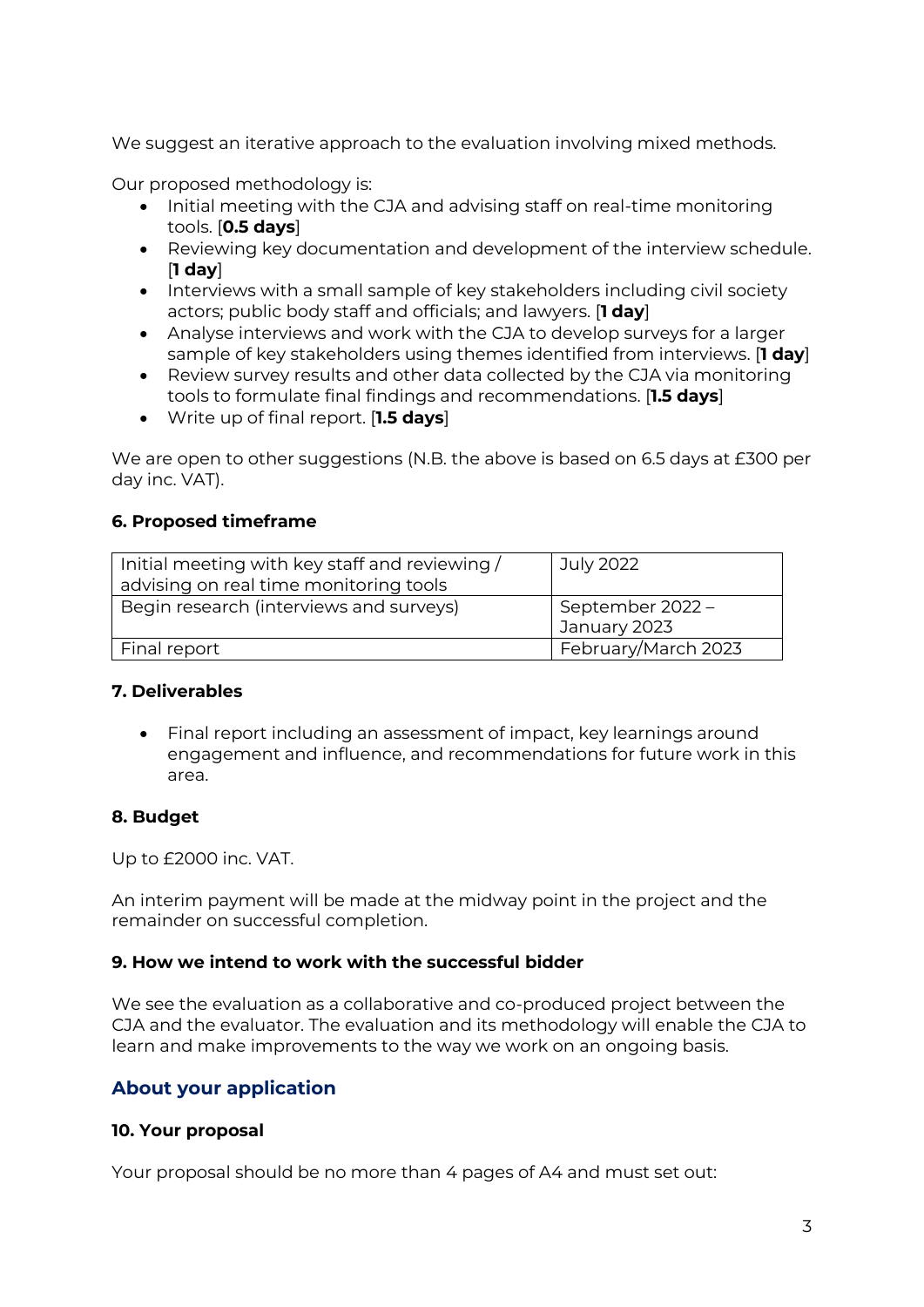We suggest an iterative approach to the evaluation involving mixed methods.

Our proposed methodology is:

- Initial meeting with the CJA and advising staff on real-time monitoring tools. [**0.5 days**]
- Reviewing key documentation and development of the interview schedule. [**1 day**]
- Interviews with a small sample of key stakeholders including civil society actors; public body staff and officials; and lawyers. [**1 day**]
- Analyse interviews and work with the CJA to develop surveys for a larger sample of key stakeholders using themes identified from interviews. [**1 day**]
- Review survey results and other data collected by the CJA via monitoring tools to formulate final findings and recommendations. [**1.5 days**]
- Write up of final report. [**1.5 days**]

We are open to other suggestions (N.B. the above is based on 6.5 days at £300 per day inc. VAT).

### 6. Proposed timeframe

| | |
|---|---|
| Initial meeting with key staff and reviewing / advising on real time monitoring tools | July 2022 |
| Begin research (interviews and surveys) | September 2022 – January 2023 |
| Final report | February/March 2023 |

### 7. Deliverables

- Final report including an assessment of impact, key learnings around engagement and influence, and recommendations for future work in this area.

### 8. Budget

Up to £2000 inc. VAT.

An interim payment will be made at the midway point in the project and the remainder on successful completion.

### 9. How we intend to work with the successful bidder

We see the evaluation as a collaborative and co-produced project between the CJA and the evaluator. The evaluation and its methodology will enable the CJA to learn and make improvements to the way we work on an ongoing basis.

## About your application

### 10. Your proposal

Your proposal should be no more than 4 pages of A4 and must set out: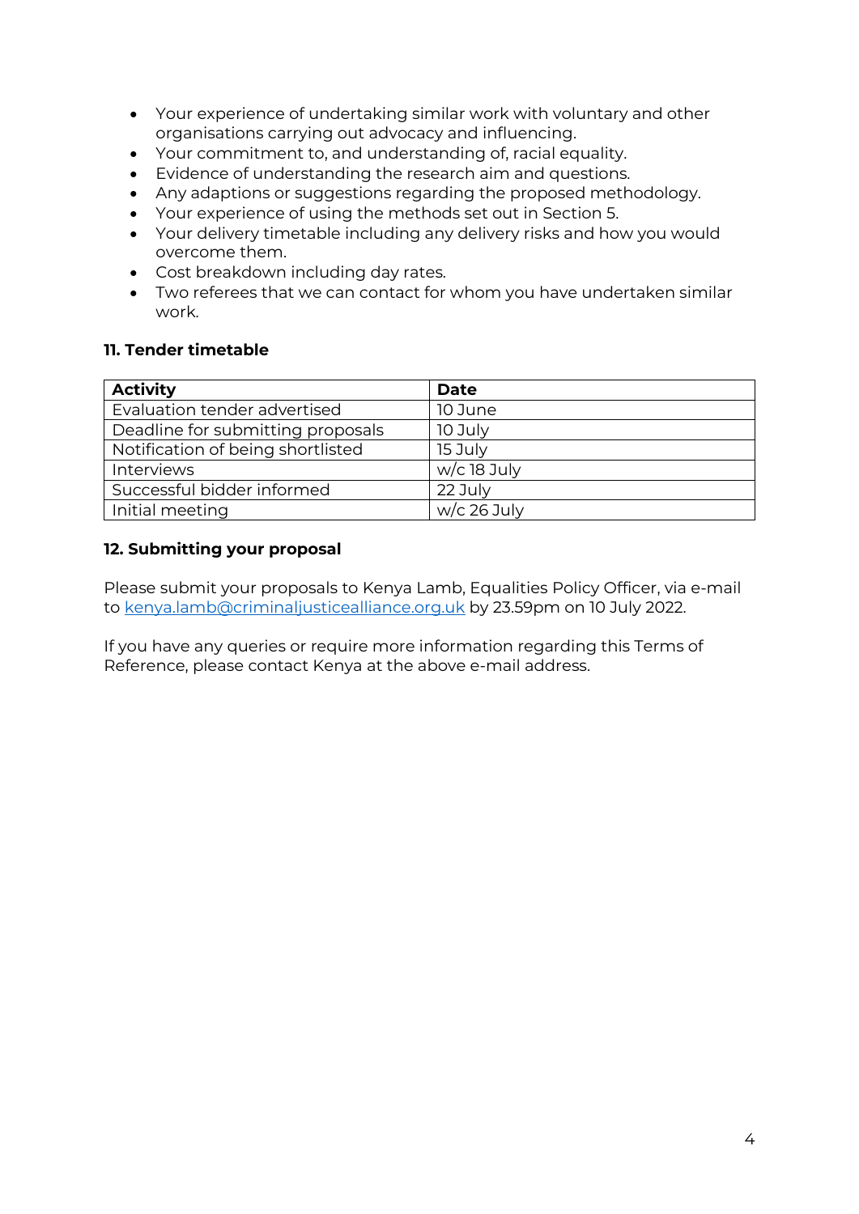- Your experience of undertaking similar work with voluntary and other organisations carrying out advocacy and influencing.
- Your commitment to, and understanding of, racial equality.
- Evidence of understanding the research aim and questions.
- Any adaptions or suggestions regarding the proposed methodology.
- Your experience of using the methods set out in Section 5.
- Your delivery timetable including any delivery risks and how you would overcome them.
- Cost breakdown including day rates.
- Two referees that we can contact for whom you have undertaken similar work.

### 11. Tender timetable

| Activity | Date |
| --- | --- |
| Evaluation tender advertised | 10 June |
| Deadline for submitting proposals | 10 July |
| Notification of being shortlisted | 15 July |
| Interviews | w/c 18 July |
| Successful bidder informed | 22 July |
| Initial meeting | w/c 26 July |

### 12. Submitting your proposal

Please submit your proposals to Kenya Lamb, Equalities Policy Officer, via e-mail to kenya.lamb@criminaljusticealliance.org.uk by 23.59pm on 10 July 2022.

If you have any queries or require more information regarding this Terms of Reference, please contact Kenya at the above e-mail address.